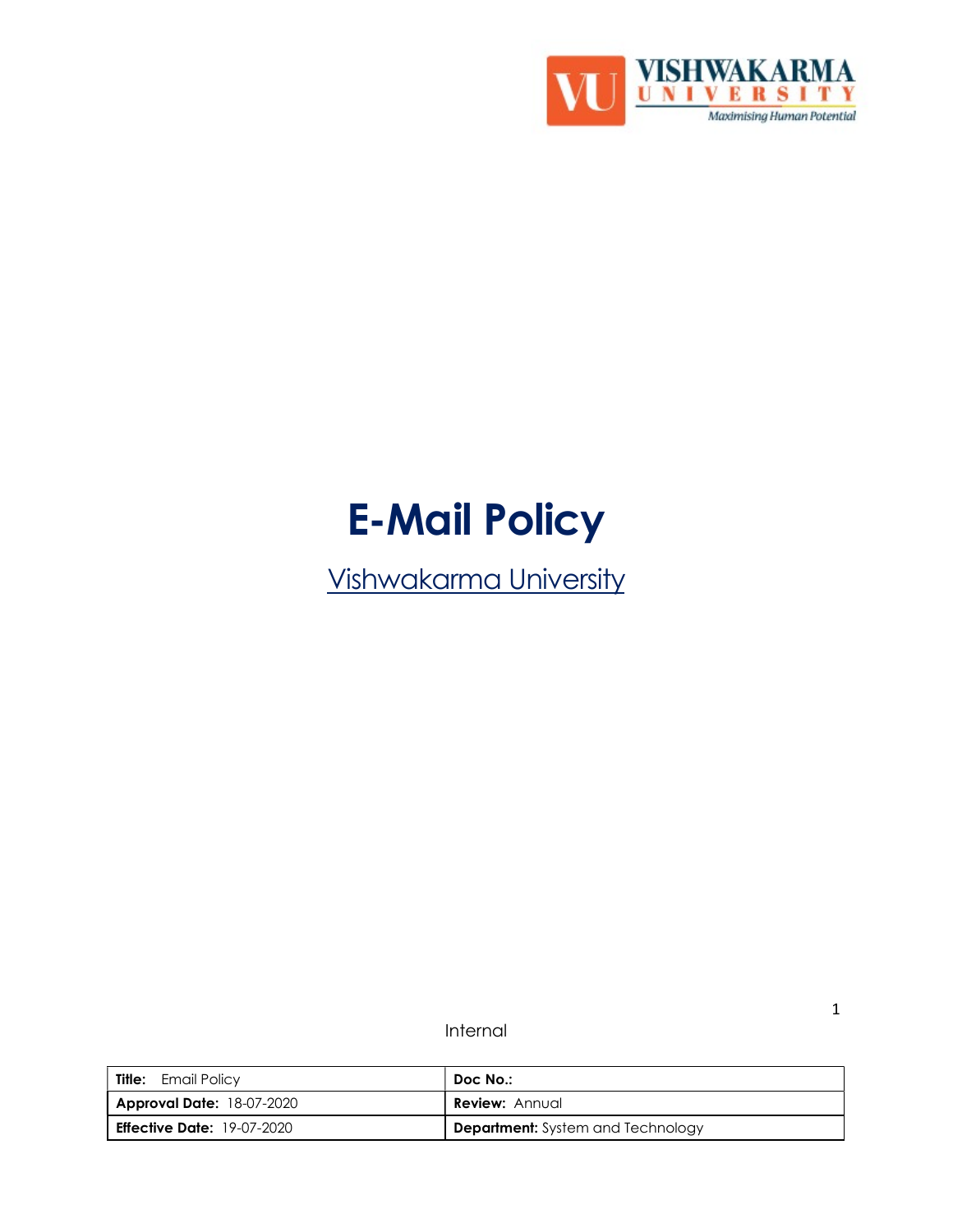# E-Mail Policy

Vishwakarma University

Internal

| **Title:** Email Policy | **Doc No.:** |
| --- | --- |
| **Approval Date:** 18-07-2020 | **Review:** Annual |
| **Effective Date:** 19-07-2020 | **Department:** System and Technology |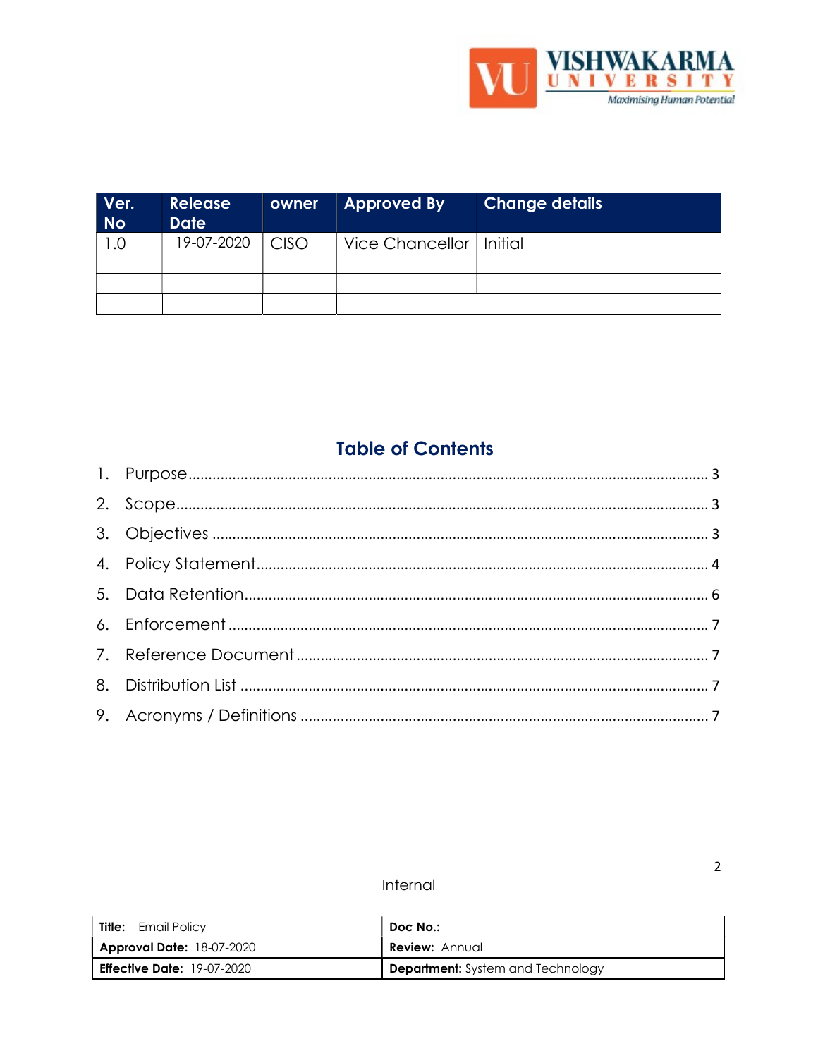| Ver. No | Release Date | owner | Approved By | Change details |
|---|---|---|---|---|
| 1.0 | 19-07-2020 | CISO | Vice Chancellor | Initial |
| | | | | |
| | | | | |
| | | | | |

## Table of Contents

1. Purpose ........ 3
2. Scope ........ 3
3. Objectives ........ 3
4. Policy Statement ........ 4
5. Data Retention ........ 6
6. Enforcement ........ 7
7. Reference Document ........ 7
8. Distribution List ........ 7
9. Acronyms / Definitions ........ 7

Internal

| **Title:** Email Policy | **Doc No.:** |
|---|---|
| **Approval Date:** 18-07-2020 | **Review:** Annual |
| **Effective Date:** 19-07-2020 | **Department:** System and Technology |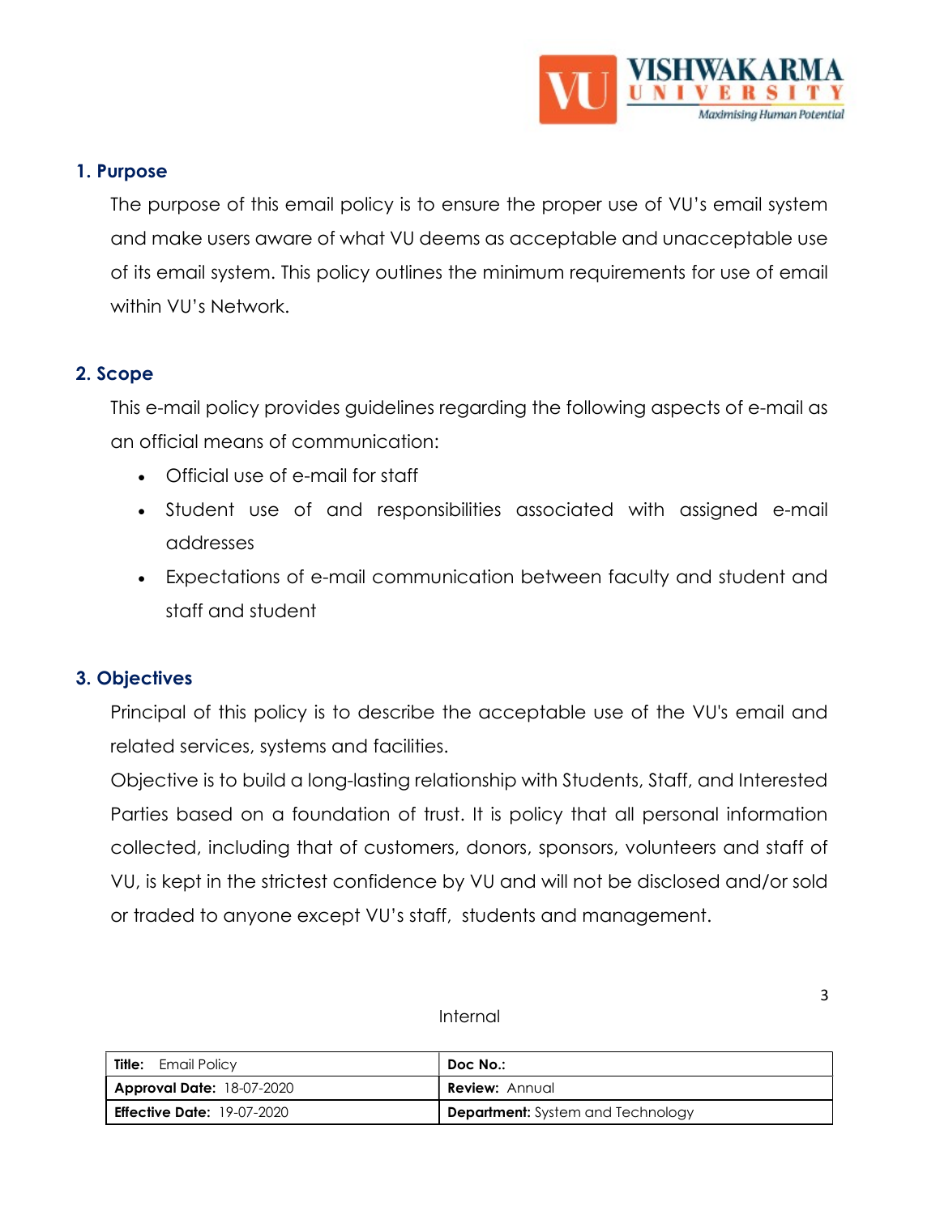## 1. Purpose

The purpose of this email policy is to ensure the proper use of VU's email system and make users aware of what VU deems as acceptable and unacceptable use of its email system. This policy outlines the minimum requirements for use of email within VU's Network.

## 2. Scope

This e-mail policy provides guidelines regarding the following aspects of e-mail as an official means of communication:

- Official use of e-mail for staff
- Student use of and responsibilities associated with assigned e-mail addresses
- Expectations of e-mail communication between faculty and student and staff and student

## 3. Objectives

Principal of this policy is to describe the acceptable use of the VU's email and related services, systems and facilities.

Objective is to build a long-lasting relationship with Students, Staff, and Interested Parties based on a foundation of trust. It is policy that all personal information collected, including that of customers, donors, sponsors, volunteers and staff of VU, is kept in the strictest confidence by VU and will not be disclosed and/or sold or traded to anyone except VU's staff, students and management.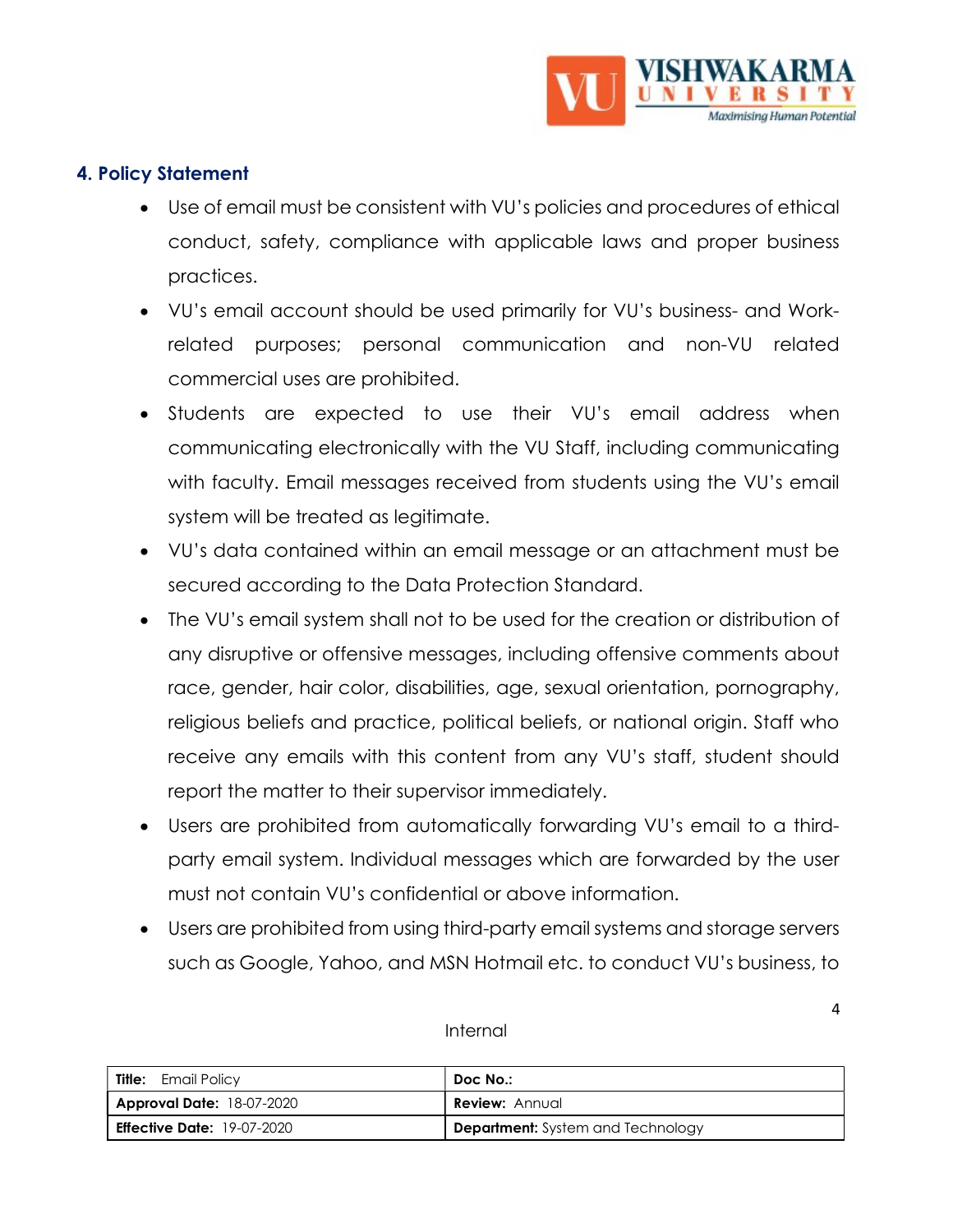## 4. Policy Statement

- Use of email must be consistent with VU's policies and procedures of ethical conduct, safety, compliance with applicable laws and proper business practices.
- VU's email account should be used primarily for VU's business- and Work-related purposes; personal communication and non-VU related commercial uses are prohibited.
- Students are expected to use their VU's email address when communicating electronically with the VU Staff, including communicating with faculty. Email messages received from students using the VU's email system will be treated as legitimate.
- VU's data contained within an email message or an attachment must be secured according to the Data Protection Standard.
- The VU's email system shall not to be used for the creation or distribution of any disruptive or offensive messages, including offensive comments about race, gender, hair color, disabilities, age, sexual orientation, pornography, religious beliefs and practice, political beliefs, or national origin. Staff who receive any emails with this content from any VU's staff, student should report the matter to their supervisor immediately.
- Users are prohibited from automatically forwarding VU's email to a third-party email system. Individual messages which are forwarded by the user must not contain VU's confidential or above information.
- Users are prohibited from using third-party email systems and storage servers such as Google, Yahoo, and MSN Hotmail etc. to conduct VU's business, to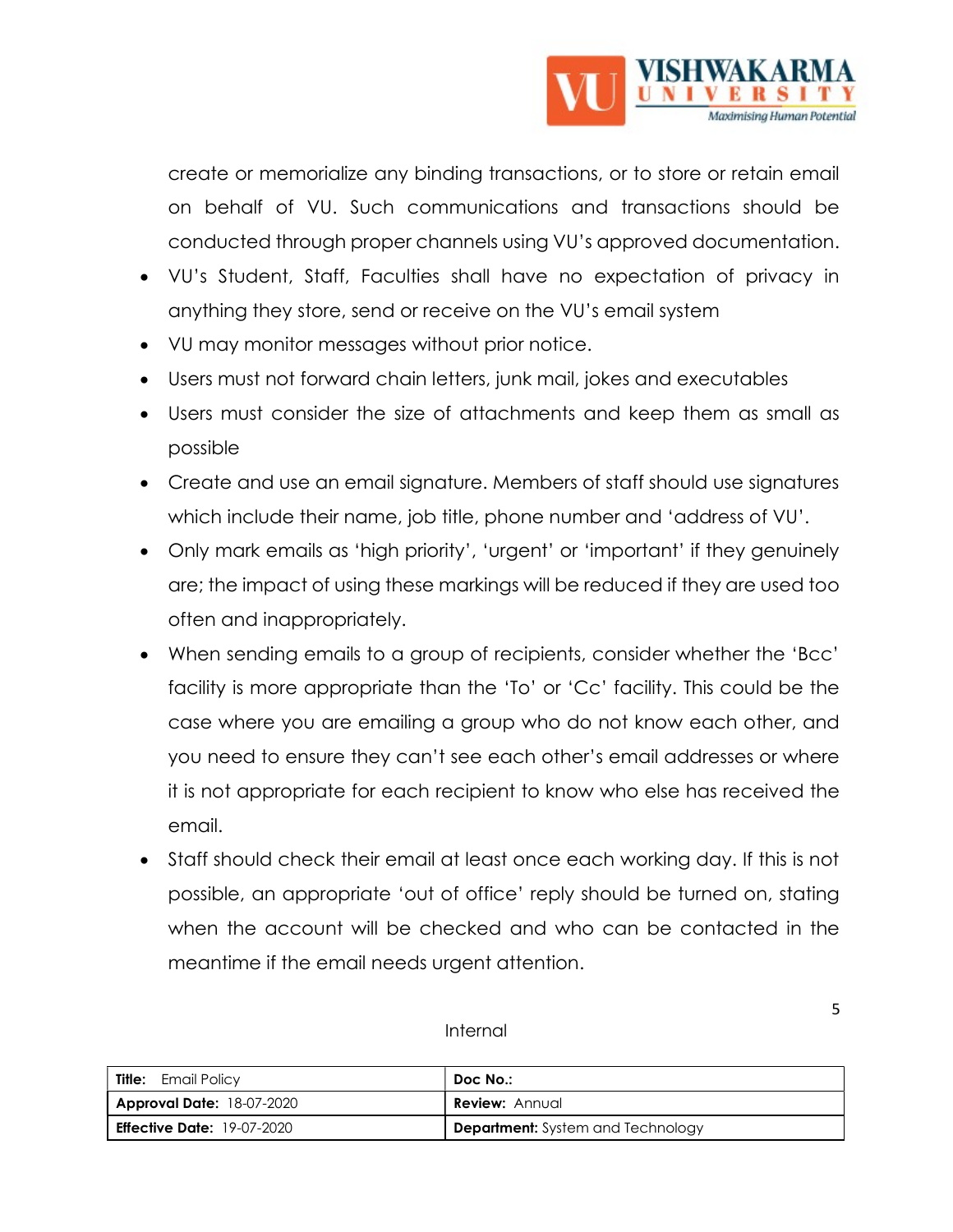create or memorialize any binding transactions, or to store or retain email on behalf of VU. Such communications and transactions should be conducted through proper channels using VU's approved documentation.

- VU's Student, Staff, Faculties shall have no expectation of privacy in anything they store, send or receive on the VU's email system
- VU may monitor messages without prior notice.
- Users must not forward chain letters, junk mail, jokes and executables
- Users must consider the size of attachments and keep them as small as possible
- Create and use an email signature. Members of staff should use signatures which include their name, job title, phone number and 'address of VU'.
- Only mark emails as 'high priority', 'urgent' or 'important' if they genuinely are; the impact of using these markings will be reduced if they are used too often and inappropriately.
- When sending emails to a group of recipients, consider whether the 'Bcc' facility is more appropriate than the 'To' or 'Cc' facility. This could be the case where you are emailing a group who do not know each other, and you need to ensure they can't see each other's email addresses or where it is not appropriate for each recipient to know who else has received the email.
- Staff should check their email at least once each working day. If this is not possible, an appropriate 'out of office' reply should be turned on, stating when the account will be checked and who can be contacted in the meantime if the email needs urgent attention.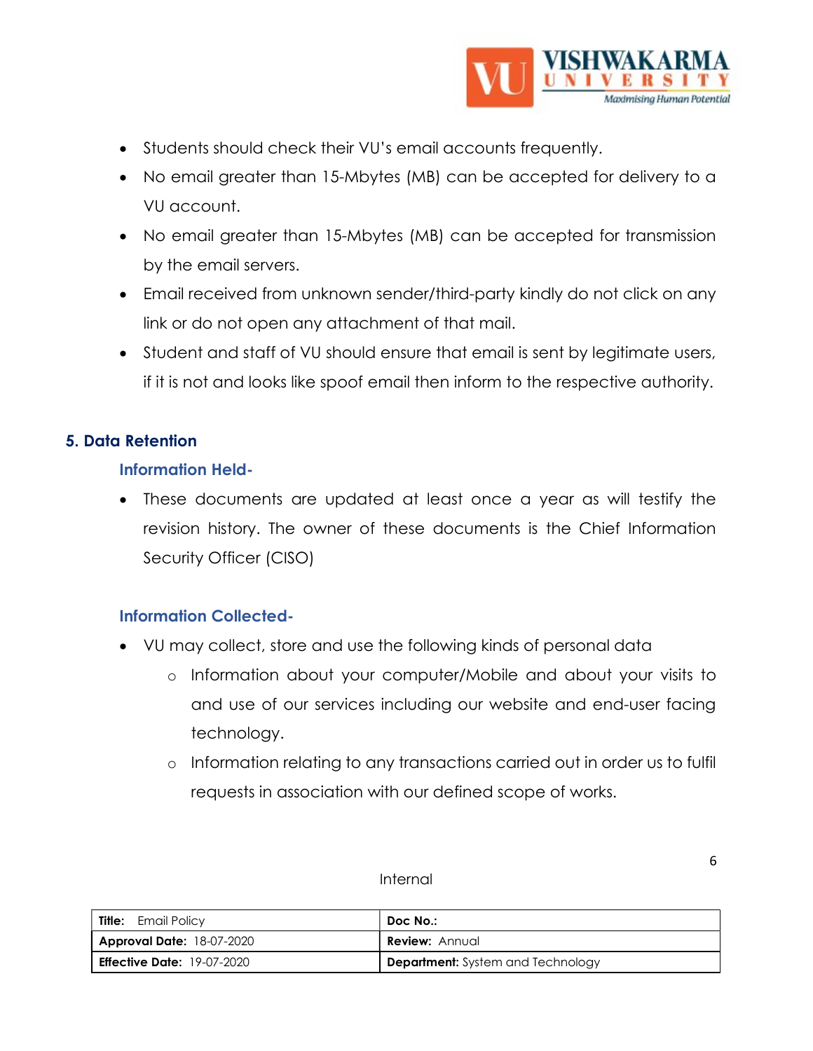- Students should check their VU's email accounts frequently.
- No email greater than 15-Mbytes (MB) can be accepted for delivery to a VU account.
- No email greater than 15-Mbytes (MB) can be accepted for transmission by the email servers.
- Email received from unknown sender/third-party kindly do not click on any link or do not open any attachment of that mail.
- Student and staff of VU should ensure that email is sent by legitimate users, if it is not and looks like spoof email then inform to the respective authority.

## 5. Data Retention

### Information Held-

- These documents are updated at least once a year as will testify the revision history. The owner of these documents is the Chief Information Security Officer (CISO)

### Information Collected-

- VU may collect, store and use the following kinds of personal data
  - Information about your computer/Mobile and about your visits to and use of our services including our website and end-user facing technology.
  - Information relating to any transactions carried out in order us to fulfil requests in association with our defined scope of works.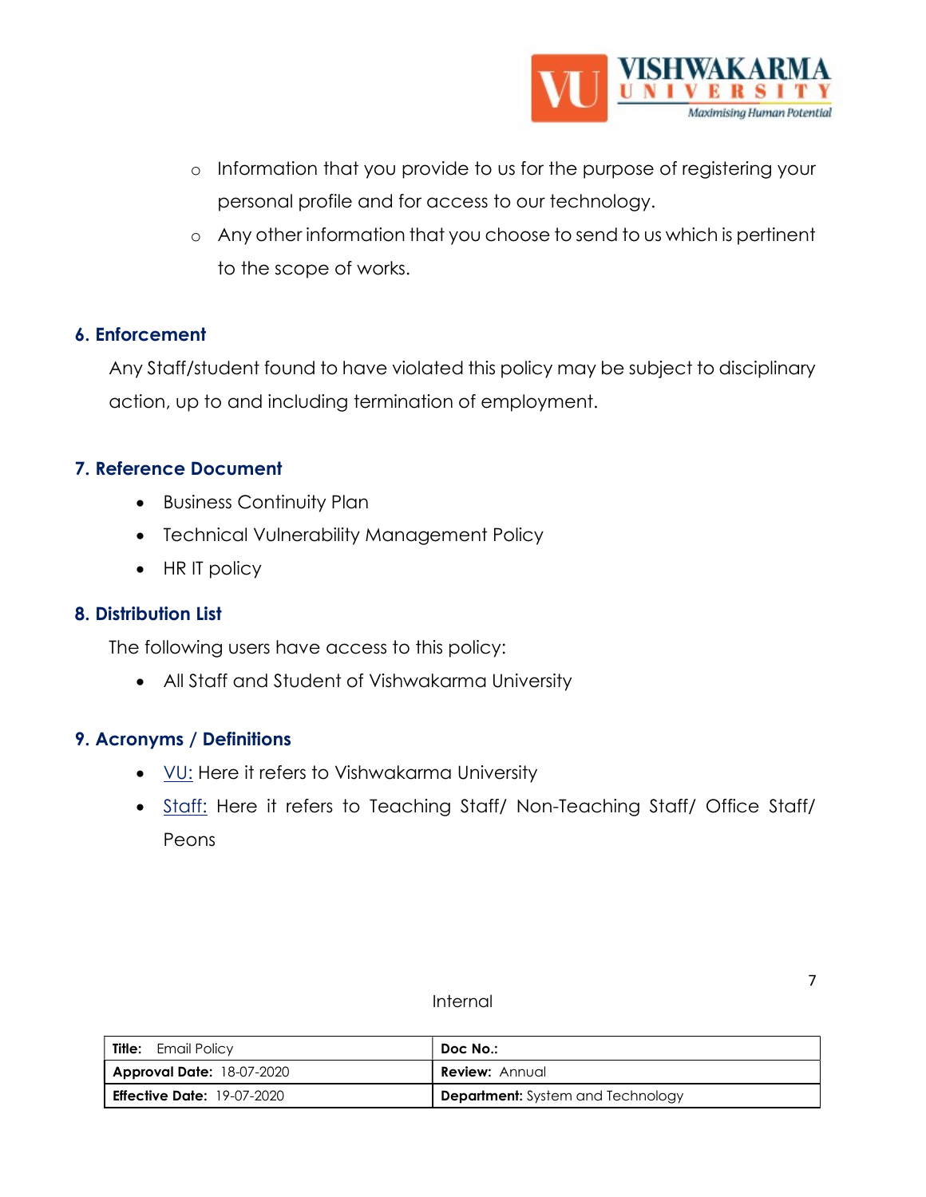- Information that you provide to us for the purpose of registering your personal profile and for access to our technology.
- Any other information that you choose to send to us which is pertinent to the scope of works.

## 6. Enforcement

Any Staff/student found to have violated this policy may be subject to disciplinary action, up to and including termination of employment.

## 7. Reference Document

- Business Continuity Plan
- Technical Vulnerability Management Policy
- HR IT policy

## 8. Distribution List

The following users have access to this policy:

- All Staff and Student of Vishwakarma University

## 9. Acronyms / Definitions

- VU: Here it refers to Vishwakarma University
- Staff: Here it refers to Teaching Staff/ Non-Teaching Staff/ Office Staff/ Peons

Internal

| | |
|---|---|
| **Title:** Email Policy | **Doc No.:** |
| **Approval Date:** 18-07-2020 | **Review:** Annual |
| **Effective Date:** 19-07-2020 | **Department:** System and Technology |